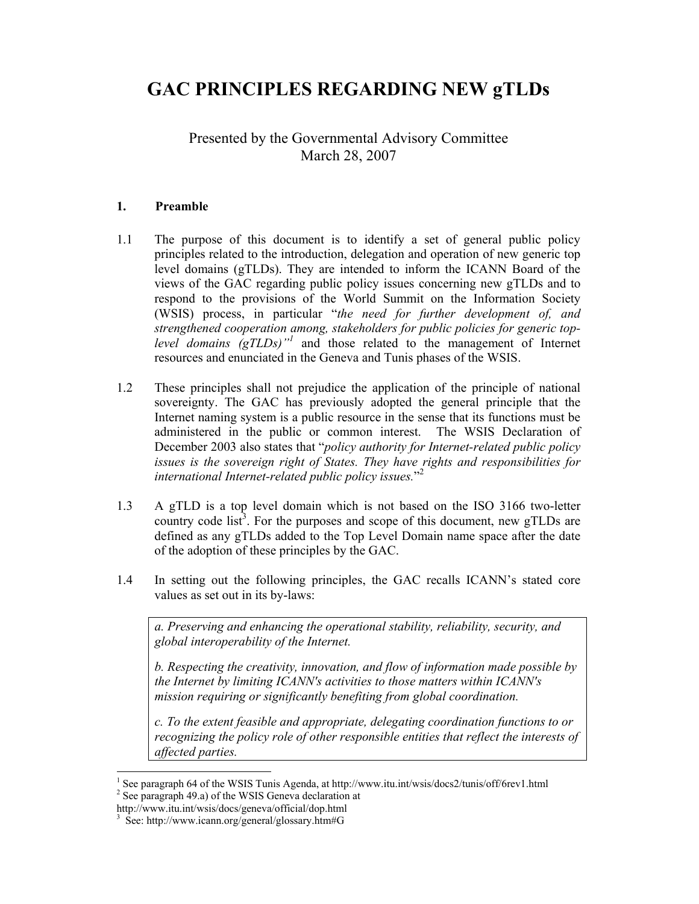# GAC PRINCIPLES REGARDING NEW gTLDs

Presented by the Governmental Advisory Committee
March 28, 2007

## 1. Preamble

1.1 The purpose of this document is to identify a set of general public policy principles related to the introduction, delegation and operation of new generic top level domains (gTLDs). They are intended to inform the ICANN Board of the views of the GAC regarding public policy issues concerning new gTLDs and to respond to the provisions of the World Summit on the Information Society (WSIS) process, in particular "*the need for further development of, and strengthened cooperation among, stakeholders for public policies for generic top-level domains (gTLDs)*"[1] and those related to the management of Internet resources and enunciated in the Geneva and Tunis phases of the WSIS.

1.2 These principles shall not prejudice the application of the principle of national sovereignty. The GAC has previously adopted the general principle that the Internet naming system is a public resource in the sense that its functions must be administered in the public or common interest. The WSIS Declaration of December 2003 also states that "*policy authority for Internet-related public policy issues is the sovereign right of States. They have rights and responsibilities for international Internet-related public policy issues.*"[2]

1.3 A gTLD is a top level domain which is not based on the ISO 3166 two-letter country code list[3]. For the purposes and scope of this document, new gTLDs are defined as any gTLDs added to the Top Level Domain name space after the date of the adoption of these principles by the GAC.

1.4 In setting out the following principles, the GAC recalls ICANN's stated core values as set out in its by-laws:

> *a. Preserving and enhancing the operational stability, reliability, security, and global interoperability of the Internet.*
>
> *b. Respecting the creativity, innovation, and flow of information made possible by the Internet by limiting ICANN's activities to those matters within ICANN's mission requiring or significantly benefiting from global coordination.*
>
> *c. To the extent feasible and appropriate, delegating coordination functions to or recognizing the policy role of other responsible entities that reflect the interests of affected parties.*

---

[1] See paragraph 64 of the WSIS Tunis Agenda, at http://www.itu.int/wsis/docs2/tunis/off/6rev1.html

[2] See paragraph 49.a) of the WSIS Geneva declaration at http://www.itu.int/wsis/docs/geneva/official/dop.html

[3] See: http://www.icann.org/general/glossary.htm#G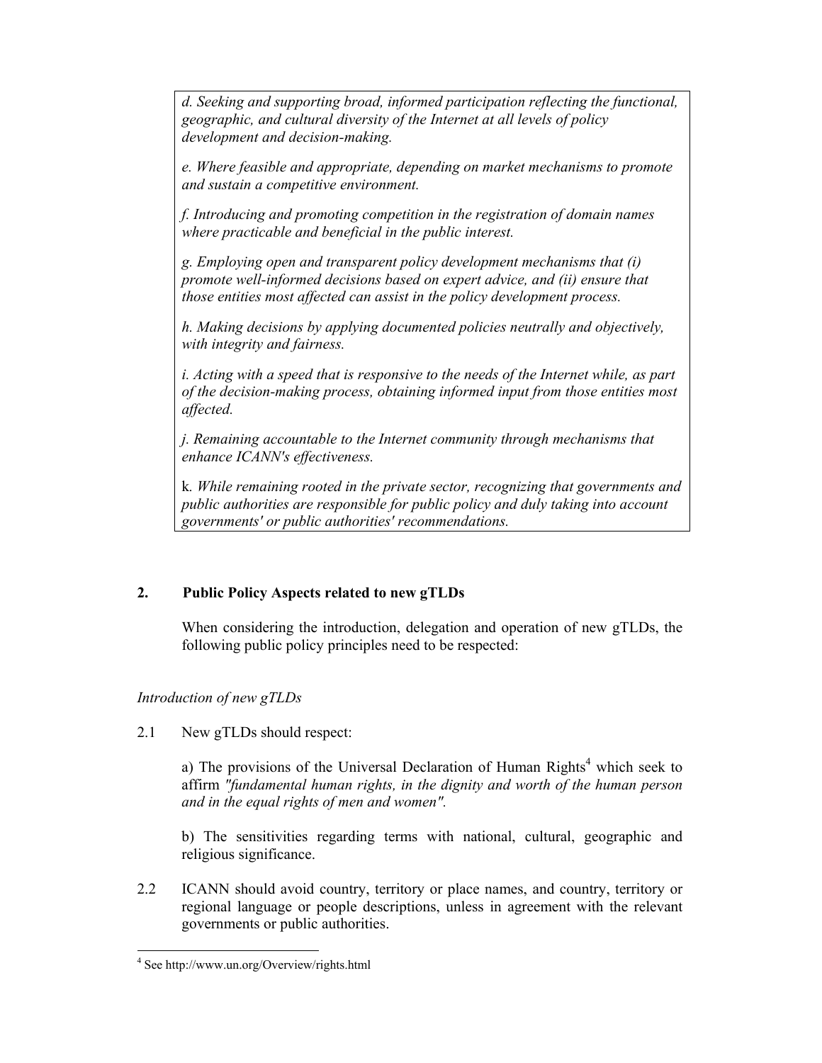*d. Seeking and supporting broad, informed participation reflecting the functional, geographic, and cultural diversity of the Internet at all levels of policy development and decision-making.*

*e. Where feasible and appropriate, depending on market mechanisms to promote and sustain a competitive environment.*

*f. Introducing and promoting competition in the registration of domain names where practicable and beneficial in the public interest.*

*g. Employing open and transparent policy development mechanisms that (i) promote well-informed decisions based on expert advice, and (ii) ensure that those entities most affected can assist in the policy development process.*

*h. Making decisions by applying documented policies neutrally and objectively, with integrity and fairness.*

*i. Acting with a speed that is responsive to the needs of the Internet while, as part of the decision-making process, obtaining informed input from those entities most affected.*

*j. Remaining accountable to the Internet community through mechanisms that enhance ICANN's effectiveness.*

k. *While remaining rooted in the private sector, recognizing that governments and public authorities are responsible for public policy and duly taking into account governments' or public authorities' recommendations.*

## 2. Public Policy Aspects related to new gTLDs

When considering the introduction, delegation and operation of new gTLDs, the following public policy principles need to be respected:

*Introduction of new gTLDs*

2.1 New gTLDs should respect:

a) The provisions of the Universal Declaration of Human Rights[4] which seek to affirm *"fundamental human rights, in the dignity and worth of the human person and in the equal rights of men and women".*

b) The sensitivities regarding terms with national, cultural, geographic and religious significance.

2.2 ICANN should avoid country, territory or place names, and country, territory or regional language or people descriptions, unless in agreement with the relevant governments or public authorities.

[4] See http://www.un.org/Overview/rights.html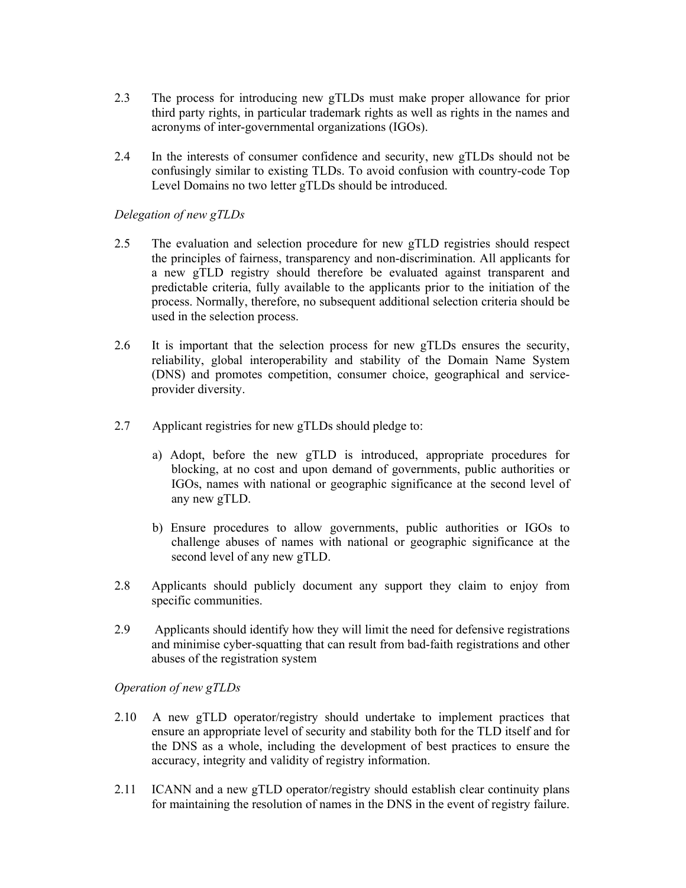2.3 The process for introducing new gTLDs must make proper allowance for prior third party rights, in particular trademark rights as well as rights in the names and acronyms of inter-governmental organizations (IGOs).

2.4 In the interests of consumer confidence and security, new gTLDs should not be confusingly similar to existing TLDs. To avoid confusion with country-code Top Level Domains no two letter gTLDs should be introduced.

*Delegation of new gTLDs*

2.5 The evaluation and selection procedure for new gTLD registries should respect the principles of fairness, transparency and non-discrimination. All applicants for a new gTLD registry should therefore be evaluated against transparent and predictable criteria, fully available to the applicants prior to the initiation of the process. Normally, therefore, no subsequent additional selection criteria should be used in the selection process.

2.6 It is important that the selection process for new gTLDs ensures the security, reliability, global interoperability and stability of the Domain Name System (DNS) and promotes competition, consumer choice, geographical and service-provider diversity.

2.7 Applicant registries for new gTLDs should pledge to:

a) Adopt, before the new gTLD is introduced, appropriate procedures for blocking, at no cost and upon demand of governments, public authorities or IGOs, names with national or geographic significance at the second level of any new gTLD.

b) Ensure procedures to allow governments, public authorities or IGOs to challenge abuses of names with national or geographic significance at the second level of any new gTLD.

2.8 Applicants should publicly document any support they claim to enjoy from specific communities.

2.9 Applicants should identify how they will limit the need for defensive registrations and minimise cyber-squatting that can result from bad-faith registrations and other abuses of the registration system

*Operation of new gTLDs*

2.10 A new gTLD operator/registry should undertake to implement practices that ensure an appropriate level of security and stability both for the TLD itself and for the DNS as a whole, including the development of best practices to ensure the accuracy, integrity and validity of registry information.

2.11 ICANN and a new gTLD operator/registry should establish clear continuity plans for maintaining the resolution of names in the DNS in the event of registry failure.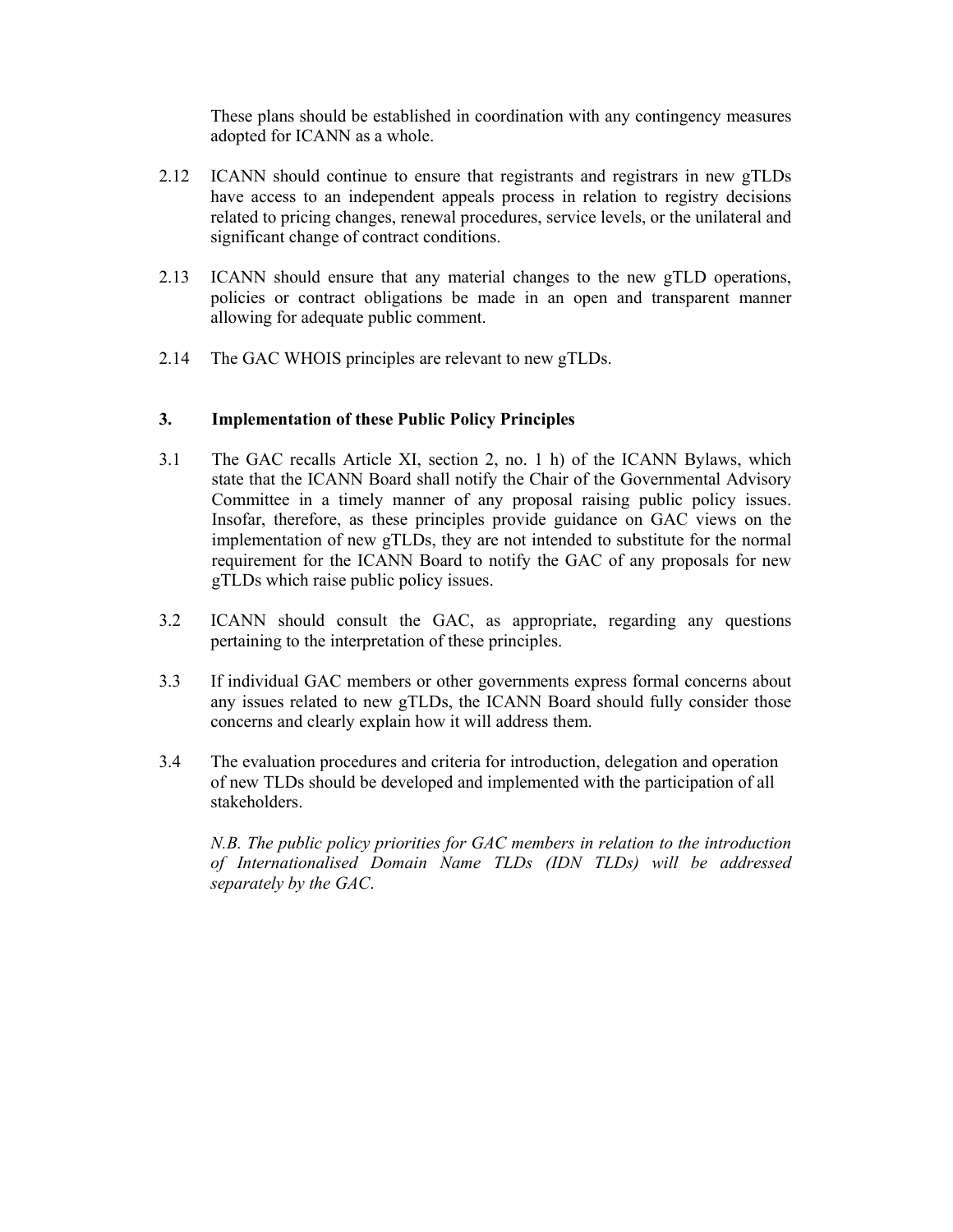These plans should be established in coordination with any contingency measures adopted for ICANN as a whole.

2.12 ICANN should continue to ensure that registrants and registrars in new gTLDs have access to an independent appeals process in relation to registry decisions related to pricing changes, renewal procedures, service levels, or the unilateral and significant change of contract conditions.

2.13 ICANN should ensure that any material changes to the new gTLD operations, policies or contract obligations be made in an open and transparent manner allowing for adequate public comment.

2.14 The GAC WHOIS principles are relevant to new gTLDs.

## 3. Implementation of these Public Policy Principles

3.1 The GAC recalls Article XI, section 2, no. 1 h) of the ICANN Bylaws, which state that the ICANN Board shall notify the Chair of the Governmental Advisory Committee in a timely manner of any proposal raising public policy issues. Insofar, therefore, as these principles provide guidance on GAC views on the implementation of new gTLDs, they are not intended to substitute for the normal requirement for the ICANN Board to notify the GAC of any proposals for new gTLDs which raise public policy issues.

3.2 ICANN should consult the GAC, as appropriate, regarding any questions pertaining to the interpretation of these principles.

3.3 If individual GAC members or other governments express formal concerns about any issues related to new gTLDs, the ICANN Board should fully consider those concerns and clearly explain how it will address them.

3.4 The evaluation procedures and criteria for introduction, delegation and operation of new TLDs should be developed and implemented with the participation of all stakeholders.

*N.B. The public policy priorities for GAC members in relation to the introduction of Internationalised Domain Name TLDs (IDN TLDs) will be addressed separately by the GAC.*